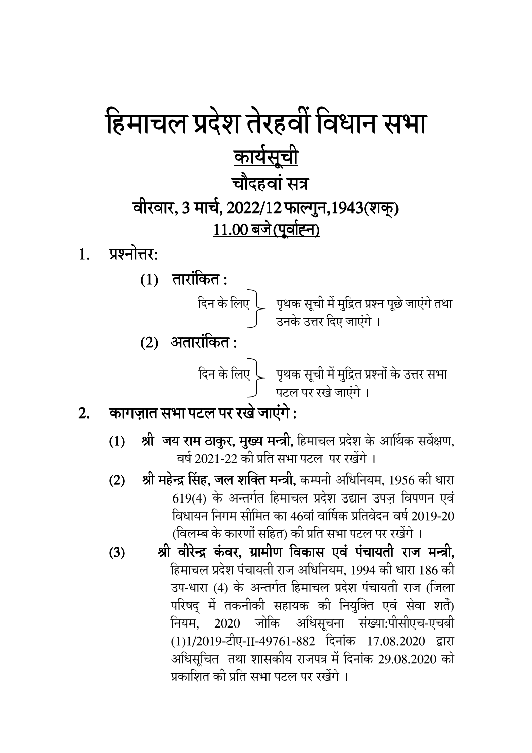# हिमाचल प्रदेश तेरहवीं विधान सभा

## कार्यसूची

### चौदहवां सत्र

### वीरवार, 3 मार्च, 2022/12 फाल्गुन,1943(शक्)

### 11.00 बजे (पूर्वाह्न)

1. **प्रश्नोत्तर:**

   (1) **तारांकित :**

   दिन के लिए — पृथक सूची में मुद्रित प्रश्न पूछे जाएंगे तथा उनके उत्तर दिए जाएंगे ।

   (2) **अतारांकित :**

   दिन के लिए — पृथक सूची में मुद्रित प्रश्नों के उत्तर सभा पटल पर रखे जाएंगे ।

2. **कागज़ात सभा पटल पर रखे जाएंगे :**

   (1) **श्री जय राम ठाकुर, मुख्य मन्त्री,** हिमाचल प्रदेश के आर्थिक सर्वेक्षण, वर्ष 2021-22 की प्रति सभा पटल पर रखेंगे ।

   (2) **श्री महेन्द्र सिंह, जल शक्ति मन्त्री,** कम्पनी अधिनियम, 1956 की धारा 619(4) के अन्तर्गत हिमाचल प्रदेश उद्यान उपज़ विपणन एवं विधायन निगम सीमित का 46वां वार्षिक प्रतिवेदन वर्ष 2019-20 (विलम्ब के कारणों सहित) की प्रति सभा पटल पर रखेंगे ।

   (3) **श्री वीरेन्द्र कंवर, ग्रामीण विकास एवं पंचायती राज मन्त्री,** हिमाचल प्रदेश पंचायती राज अधिनियम, 1994 की धारा 186 की उप-धारा (4) के अन्तर्गत हिमाचल प्रदेश पंचायती राज (जिला परिषद् में तकनीकी सहायक की नियुक्ति एवं सेवा शर्तें) नियम, 2020 जोकि अधिसूचना संख्या:पीसीएच-एचबी (1)1/2019-टीए-II-49761-882 दिनांक 17.08.2020 द्वारा अधिसूचित तथा शासकीय राजपत्र में दिनांक 29.08.2020 को प्रकाशित की प्रति सभा पटल पर रखेंगे ।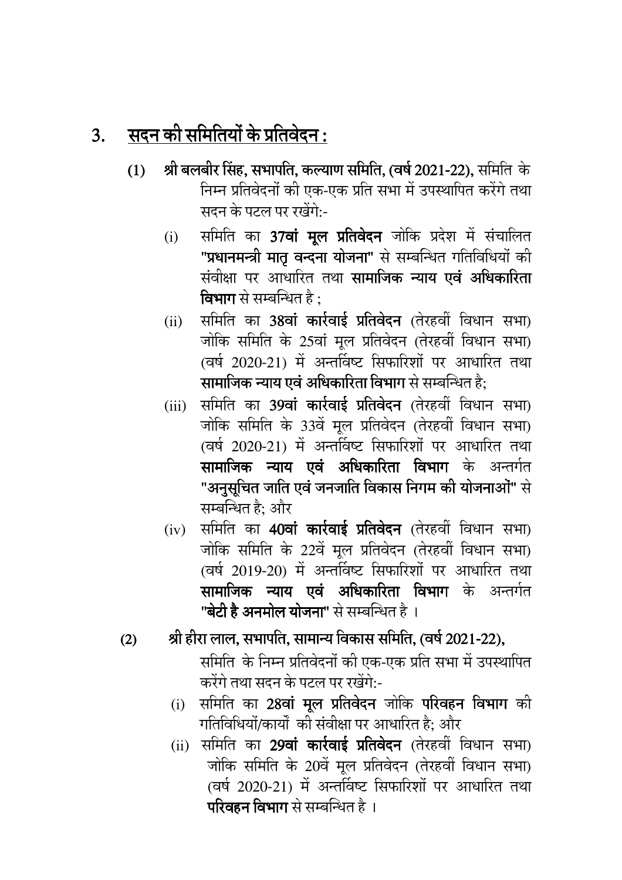## 3. सदन की समितियों के प्रतिवेदन :

(1) **श्री बलबीर सिंह, सभापति, कल्याण समिति, (वर्ष 2021-22),** समिति के निम्न प्रतिवेदनों की एक-एक प्रति सभा में उपस्थापित करेंगे तथा सदन के पटल पर रखेंगे:-

(i) समिति का **37वां मूल प्रतिवेदन** जोकि प्रदेश में संचालित **"प्रधानमन्त्री मातृ वन्दना योजना"** से सम्बन्धित गतिविधियों की संवीक्षा पर आधारित तथा **सामाजिक न्याय एवं अधिकारिता विभाग** से सम्बन्धित है ;

(ii) समिति का **38वां कार्रवाई प्रतिवेदन** (तेरहवीं विधान सभा) जोकि समिति के 25वां मूल प्रतिवेदन (तेरहवीं विधान सभा) (वर्ष 2020-21) में अन्तर्विष्ट सिफारिशों पर आधारित तथा **सामाजिक न्याय एवं अधिकारिता विभाग** से सम्बन्धित है;

(iii) समिति का **39वां कार्रवाई प्रतिवेदन** (तेरहवीं विधान सभा) जोकि समिति के 33वें मूल प्रतिवेदन (तेरहवीं विधान सभा) (वर्ष 2020-21) में अन्तर्विष्ट सिफारिशों पर आधारित तथा **सामाजिक न्याय एवं अधिकारिता विभाग** के अन्तर्गत **"अनुसूचित जाति एवं जनजाति विकास निगम की योजनाओं"** से सम्बन्धित है; और

(iv) समिति का **40वां कार्रवाई प्रतिवेदन** (तेरहवीं विधान सभा) जोकि समिति के 22वें मूल प्रतिवेदन (तेरहवीं विधान सभा) (वर्ष 2019-20) में अन्तर्विष्ट सिफारिशों पर आधारित तथा **सामाजिक न्याय एवं अधिकारिता विभाग** के अन्तर्गत **"बेटी है अनमोल योजना"** से सम्बन्धित है ।

(2) **श्री हीरा लाल, सभापति, सामान्य विकास समिति, (वर्ष 2021-22),** समिति के निम्न प्रतिवेदनों की एक-एक प्रति सभा में उपस्थापित करेंगे तथा सदन के पटल पर रखेंगे:-

(i) समिति का **28वां मूल प्रतिवेदन** जोकि **परिवहन विभाग** की गतिविधियों/कार्यों की संवीक्षा पर आधारित है; और

(ii) समिति का **29वां कार्रवाई प्रतिवेदन** (तेरहवीं विधान सभा) जोकि समिति के 20वें मूल प्रतिवेदन (तेरहवीं विधान सभा) (वर्ष 2020-21) में अन्तर्विष्ट सिफारिशों पर आधारित तथा **परिवहन विभाग** से सम्बन्धित है ।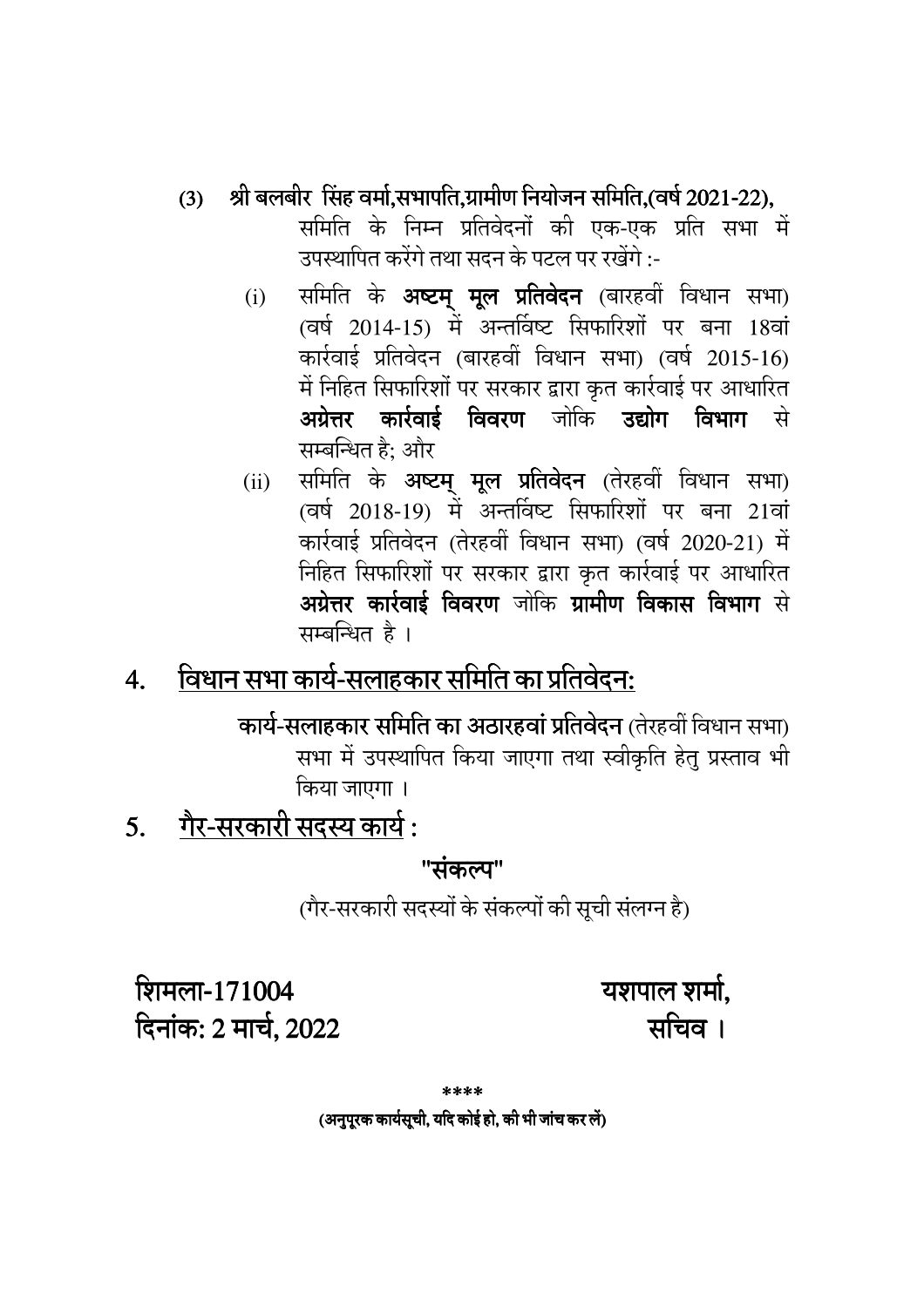(3) **श्री बलबीर सिंह वर्मा,सभापति,ग्रामीण नियोजन समिति,(वर्ष 2021-22),** समिति के निम्न प्रतिवेदनों की एक-एक प्रति सभा में उपस्थापित करेंगे तथा सदन के पटल पर रखेंगे :-

(i) समिति के **अष्टम् मूल प्रतिवेदन** (बारहवीं विधान सभा) (वर्ष 2014-15) में अन्तर्विष्ट सिफारिशों पर बना 18वां कार्रवाई प्रतिवेदन (बारहवीं विधान सभा) (वर्ष 2015-16) में निहित सिफारिशों पर सरकार द्वारा कृत कार्रवाई पर आधारित **अग्रेत्तर कार्रवाई विवरण** जोकि **उद्योग विभाग** से सम्बन्धित है; और

(ii) समिति के **अष्टम् मूल प्रतिवेदन** (तेरहवीं विधान सभा) (वर्ष 2018-19) में अन्तर्विष्ट सिफारिशों पर बना 21वां कार्रवाई प्रतिवेदन (तेरहवीं विधान सभा) (वर्ष 2020-21) में निहित सिफारिशों पर सरकार द्वारा कृत कार्रवाई पर आधारित **अग्रेत्तर कार्रवाई विवरण** जोकि **ग्रामीण विकास विभाग** से सम्बन्धित है ।

## 4. <u>विधान सभा कार्य-सलाहकार समिति का प्रतिवेदन:</u>

**कार्य-सलाहकार समिति का अठारहवां प्रतिवेदन** (तेरहवीं विधान सभा) सभा में उपस्थापित किया जाएगा तथा स्वीकृति हेतु प्रस्ताव भी किया जाएगा ।

## 5. <u>गैर-सरकारी सदस्य कार्य</u> :

**"संकल्प"**

(गैर-सरकारी सदस्यों के संकल्पों की सूची संलग्न है)

**शिमला-171004** 
**दिनांक: 2 मार्च, 2022**

**यशपाल शर्मा,** 
**सचिव ।**

\*\*\*\*

**(अनुपूरक कार्यसूची, यदि कोई हो, की भी जांच कर लें)**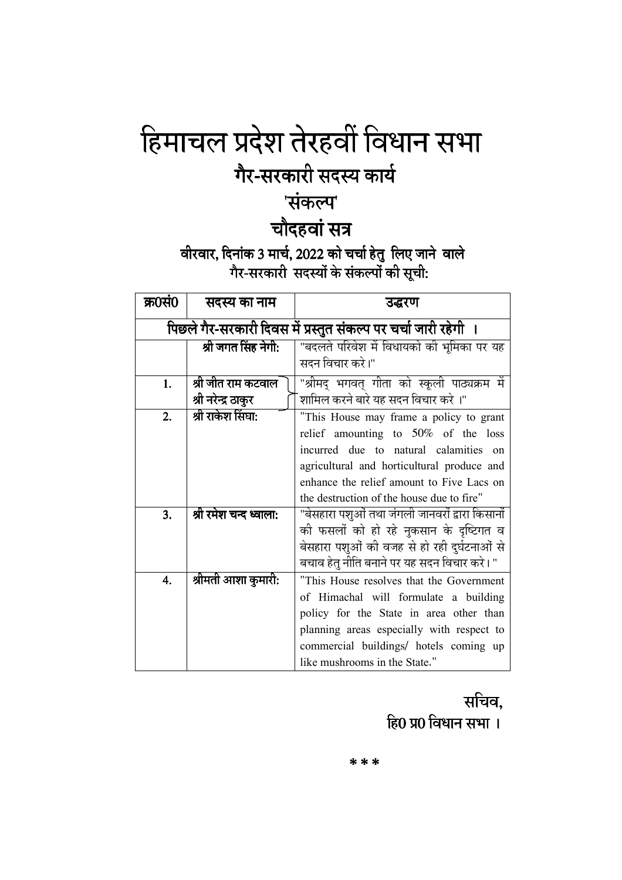# हिमाचल प्रदेश तेरहवीं विधान सभा

## गैर-सरकारी सदस्य कार्य

## 'संकल्प'

## चौदहवां सत्र

**वीरवार, दिनांक 3 मार्च, 2022 को चर्चा हेतु लिए जाने वाले**
**गैर-सरकारी सदस्यों के संकल्पों की सूची:**

| क्र0सं0 | सदस्य का नाम | उद्धरण |
|---|---|---|
| **पिछले गैर-सरकारी दिवस में प्रस्तुत संकल्प पर चर्चा जारी रहेगी ।** | | |
| | **श्री जगत सिंह नेगी:** | "बदलते परिवेश में विधायको की भूमिका पर यह सदन विचार करे।" |
| **1.** | **श्री जीत राम कटवाल**<br>**श्री नरेन्द्र ठाकुर** | "श्रीमद् भगवत् गीता को स्कूली पाठ्यक्रम में शामिल करने बारे यह सदन विचार करे ।" |
| **2.** | **श्री राकेश सिंघा:** | "This House may frame a policy to grant relief amounting to 50% of the loss incurred due to natural calamities on agricultural and horticultural produce and enhance the relief amount to Five Lacs on the destruction of the house due to fire" |
| **3.** | **श्री रमेश चन्द ध्वाला:** | "बेसहारा पशुओं तथा जंगली जानवरों द्वारा किसानों की फसलों को हो रहे नुकसान के दृष्टिगत व बेसहारा पशुओं की वजह से हो रही दुर्घटनाओं से बचाव हेतु नीति बनाने पर यह सदन विचार करे।" |
| **4.** | **श्रीमती आशा कुमारी:** | "This House resolves that the Government of Himachal will formulate a building policy for the State in area other than planning areas especially with respect to commercial buildings/ hotels coming up like mushrooms in the State." |

**सचिव,**
**हि0 प्र0 विधान सभा ।**

*\*\**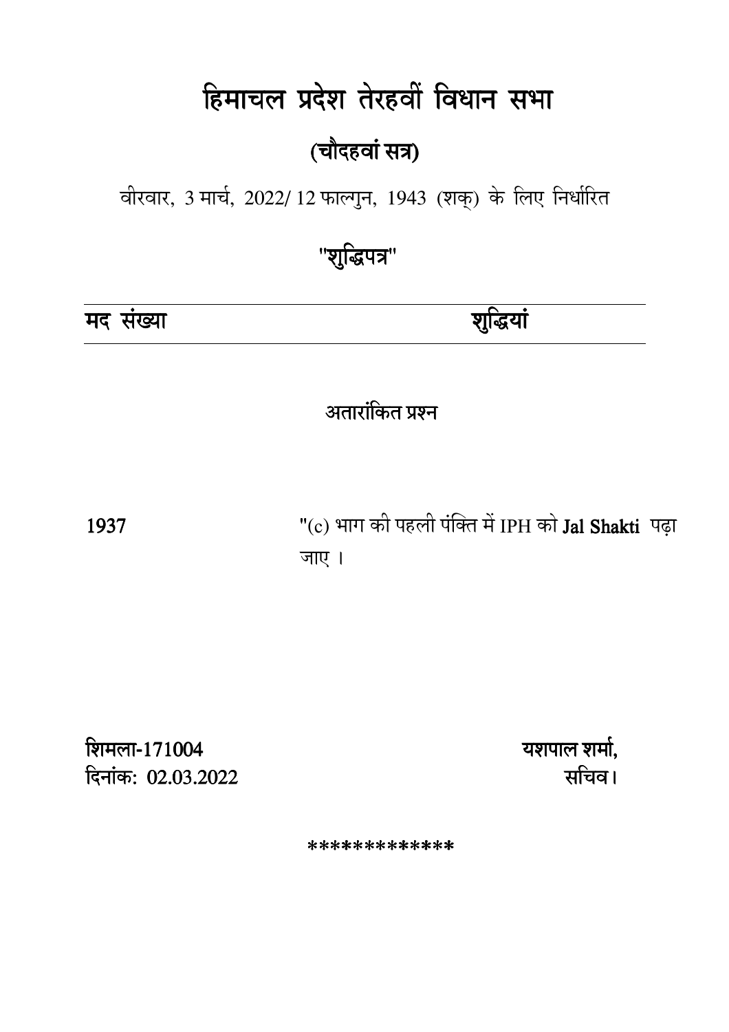# हिमाचल प्रदेश तेरहवीं विधान सभा

## (चौदहवां सत्र)

वीरवार, 3 मार्च, 2022/ 12 फाल्गुन, 1943 (शक्) के लिए निर्धारित

## "शुद्धिपत्र"

| मद संख्या | शुद्धियां |
|---|---|
| | **अतारांकित प्रश्न** |
| **1937** | "(c) भाग की पहली पंक्ति में IPH को **Jal Shakti** पढ़ा जाए । |

**शिमला-171004**
दिनांक: 02.03.2022

**यशपाल शर्मा,**
सचिव।

*************